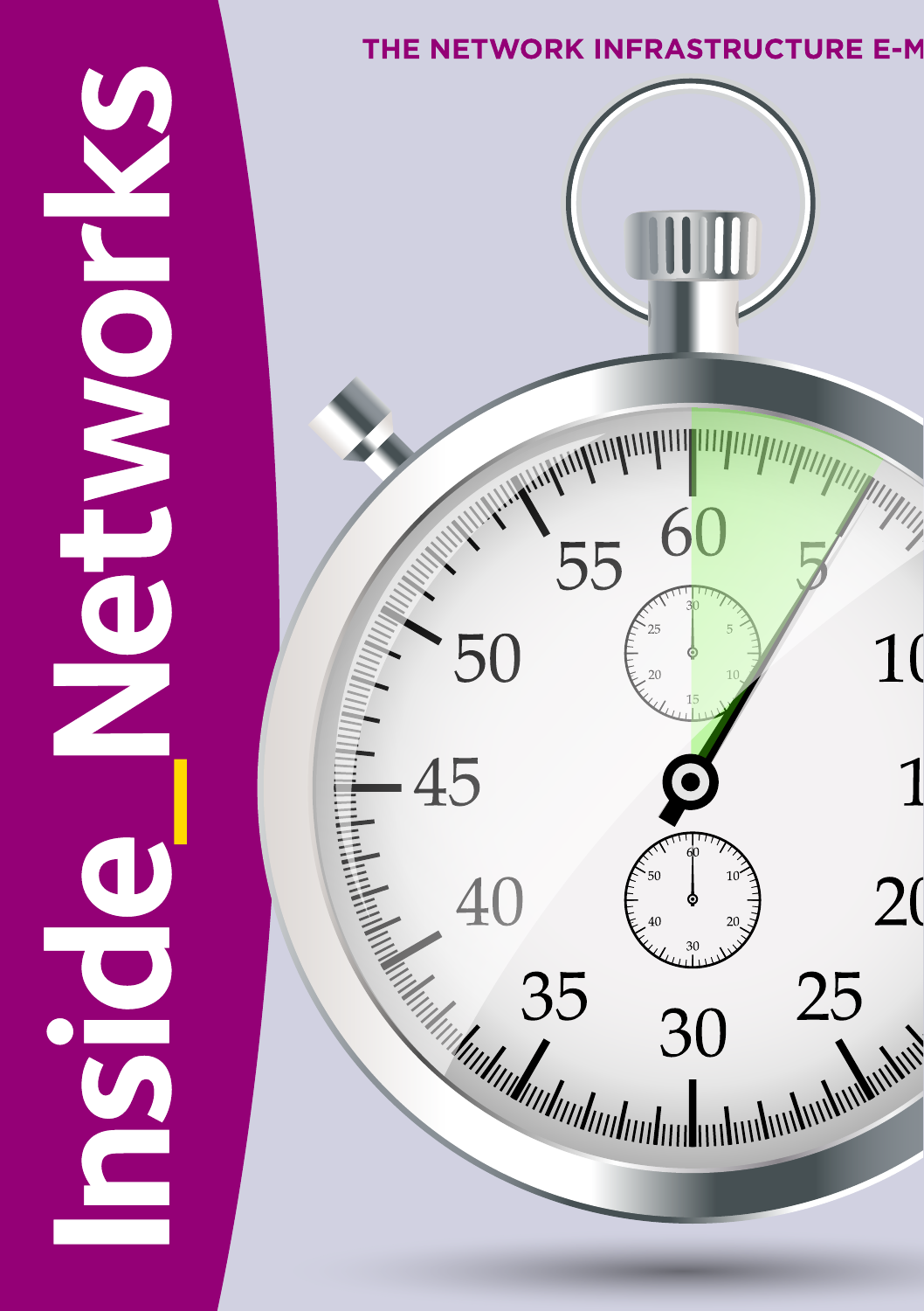# Inside_Networks

THE NETWORK INFRASTRUCTURE E-M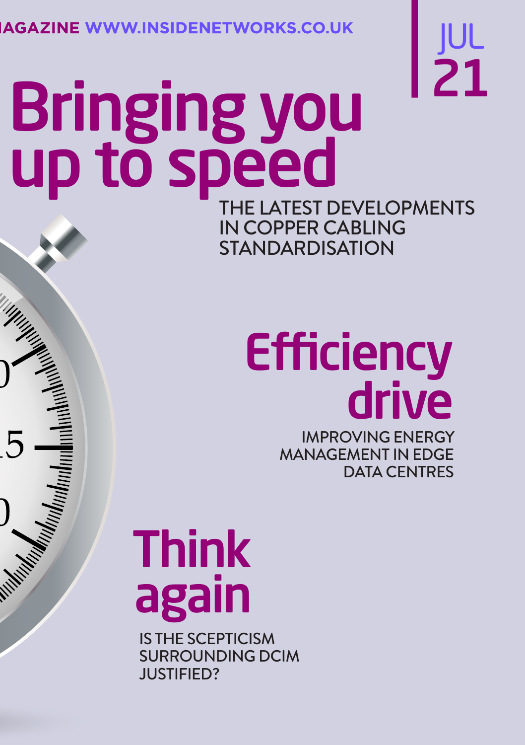# Bringing you up to speed

THE LATEST DEVELOPMENTS IN COPPER CABLING STANDARDISATION

# Efficiency drive

IMPROVING ENERGY MANAGEMENT IN EDGE DATA CENTRES

# Think again

IS THE SCEPTICISM SURROUNDING DCIM JUSTIFIED?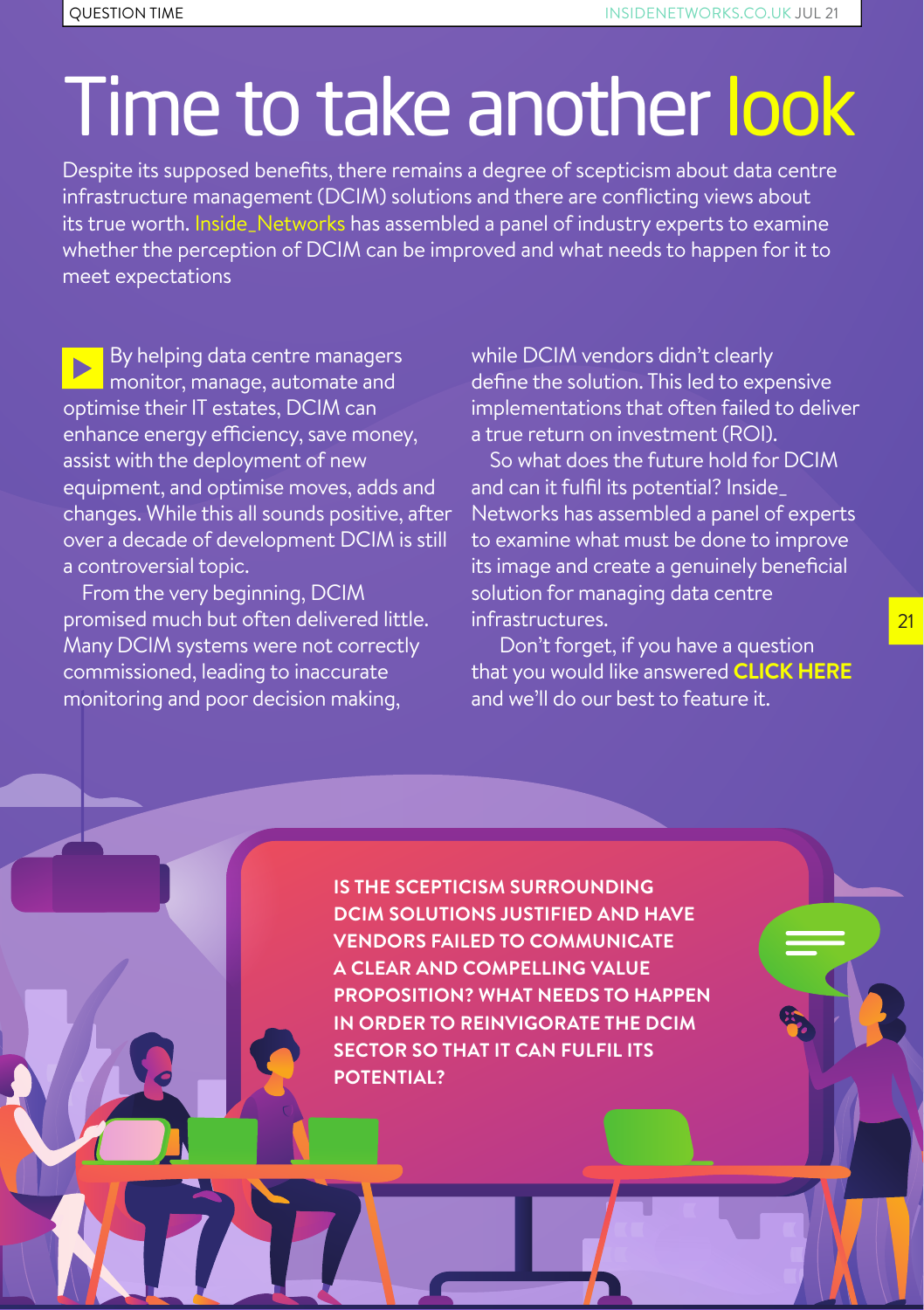# Time to take another look

Despite its supposed benefits, there remains a degree of scepticism about data centre infrastructure management (DCIM) solutions and there are conflicting views about its true worth. Inside_Networks has assembled a panel of industry experts to examine whether the perception of DCIM can be improved and what needs to happen for it to meet expectations

By helping data centre managers monitor, manage, automate and optimise their IT estates, DCIM can enhance energy efficiency, save money, assist with the deployment of new equipment, and optimise moves, adds and changes. While this all sounds positive, after over a decade of development DCIM is still a controversial topic.

From the very beginning, DCIM promised much but often delivered little. Many DCIM systems were not correctly commissioned, leading to inaccurate monitoring and poor decision making, while DCIM vendors didn't clearly define the solution. This led to expensive implementations that often failed to deliver a true return on investment (ROI).

So what does the future hold for DCIM and can it fulfil its potential? Inside_Networks has assembled a panel of experts to examine what must be done to improve its image and create a genuinely beneficial solution for managing data centre infrastructures.

Don't forget, if you have a question that you would like answered **CLICK HERE** and we'll do our best to feature it.

**IS THE SCEPTICISM SURROUNDING DCIM SOLUTIONS JUSTIFIED AND HAVE VENDORS FAILED TO COMMUNICATE A CLEAR AND COMPELLING VALUE PROPOSITION? WHAT NEEDS TO HAPPEN IN ORDER TO REINVIGORATE THE DCIM SECTOR SO THAT IT CAN FULFIL ITS POTENTIAL?**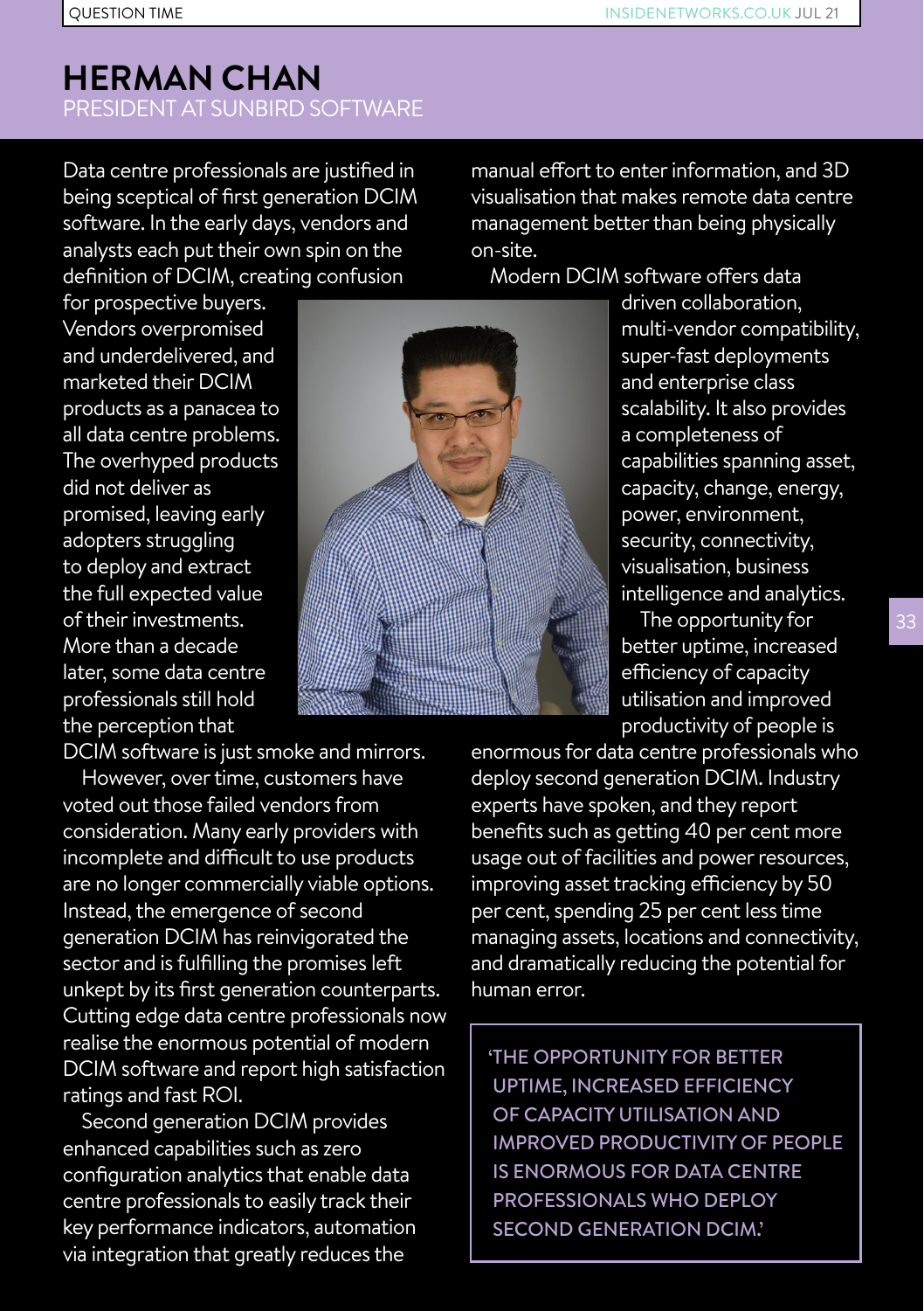# HERMAN CHAN

PRESIDENT AT SUNBIRD SOFTWARE

Data centre professionals are justified in being sceptical of first generation DCIM software. In the early days, vendors and analysts each put their own spin on the definition of DCIM, creating confusion for prospective buyers. Vendors overpromised and underdelivered, and marketed their DCIM products as a panacea to all data centre problems. The overhyped products did not deliver as promised, leaving early adopters struggling to deploy and extract the full expected value of their investments. More than a decade later, some data centre professionals still hold the perception that DCIM software is just smoke and mirrors.

However, over time, customers have voted out those failed vendors from consideration. Many early providers with incomplete and difficult to use products are no longer commercially viable options. Instead, the emergence of second generation DCIM has reinvigorated the sector and is fulfilling the promises left unkept by its first generation counterparts. Cutting edge data centre professionals now realise the enormous potential of modern DCIM software and report high satisfaction ratings and fast ROI.

Second generation DCIM provides enhanced capabilities such as zero configuration analytics that enable data centre professionals to easily track their key performance indicators, automation via integration that greatly reduces the manual effort to enter information, and 3D visualisation that makes remote data centre management better than being physically on-site.

Modern DCIM software offers data driven collaboration, multi-vendor compatibility, super-fast deployments and enterprise class scalability. It also provides a completeness of capabilities spanning asset, capacity, change, energy, power, environment, security, connectivity, visualisation, business intelligence and analytics.

The opportunity for better uptime, increased efficiency of capacity utilisation and improved productivity of people is enormous for data centre professionals who deploy second generation DCIM. Industry experts have spoken, and they report benefits such as getting 40 per cent more usage out of facilities and power resources, improving asset tracking efficiency by 50 per cent, spending 25 per cent less time managing assets, locations and connectivity, and dramatically reducing the potential for human error.

> 'THE OPPORTUNITY FOR BETTER UPTIME, INCREASED EFFICIENCY OF CAPACITY UTILISATION AND IMPROVED PRODUCTIVITY OF PEOPLE IS ENORMOUS FOR DATA CENTRE PROFESSIONALS WHO DEPLOY SECOND GENERATION DCIM.'